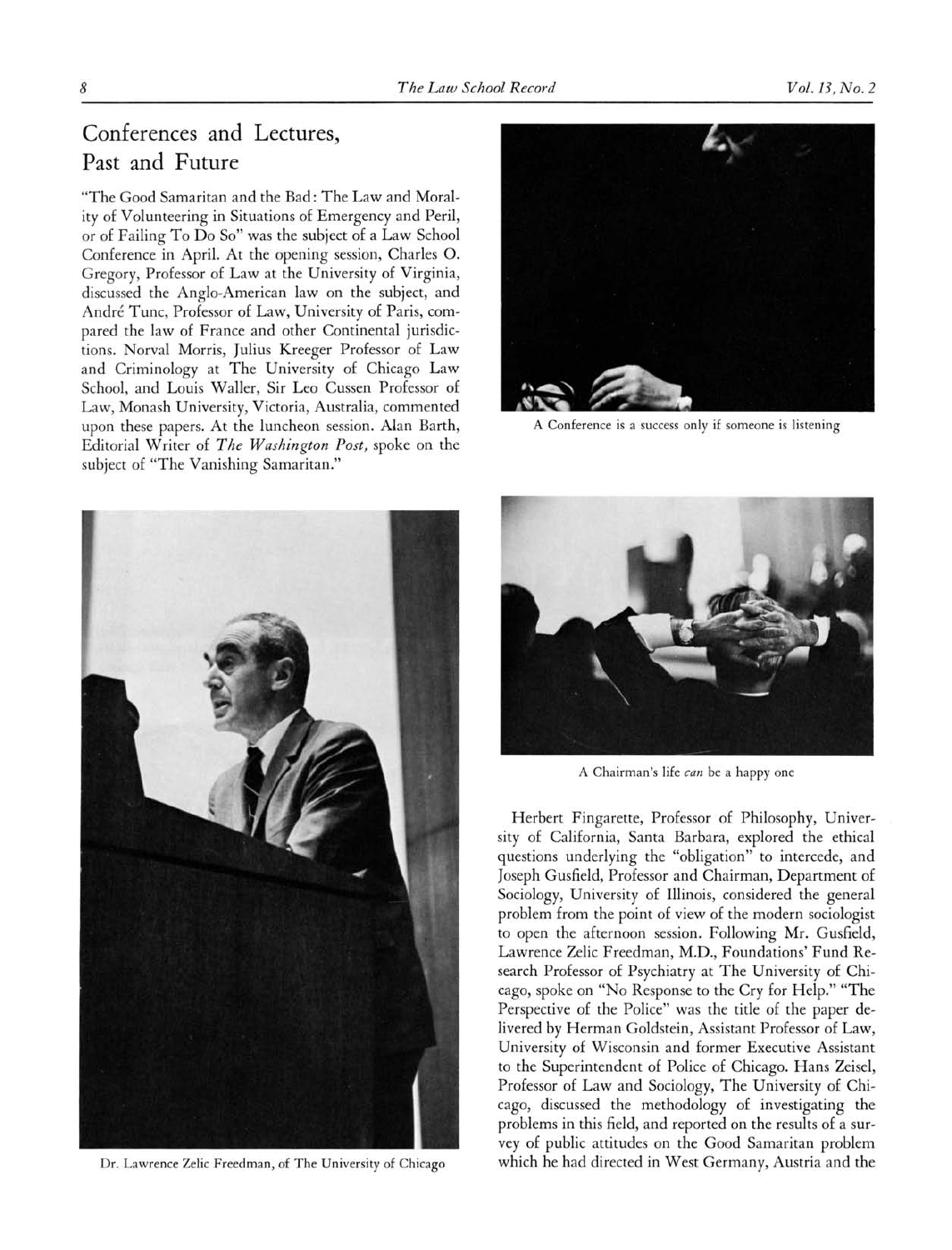## Conferences and Lectures, Past and Future

"The Good Samaritan and the Bad: The Law and Morality of Volunteering in Situations of Emergency and Peril, or of Failing To Do So" was the subject of a Law School Conference in April. At the opening session, Charles O. Gregory, Professor of Law at the University of Virginia, discussed the Anglo-American law on the subject, and André Tunc, Professor of Law, University of Paris, compared the law of France and other Continental jurisdictions. Norval Morris, Julius Kreeger Professor of Law and Criminology at The University of Chicago Law School, and Louis Waller, Sir Leo Cussen Professor of Law, Monash University, Victoria, Australia, commented upon these papers. At the luncheon session, Alan Barth, Editorial Writer of *The Washington Post,* spoke on the subject of "The Vanishing Samaritan."

A Conference is a success only if someone is listening

Dr. Lawrence Zelic Freedman, of The University of Chicago

A Chairman's life *can* be a happy one

Herbert Fingarette, Professor of Philosophy, University of California, Santa Barbara, explored the ethical questions underlying the "obligation" to intercede, and Joseph Gusfield, Professor and Chairman, Department of Sociology, University of Illinois, considered the general problem from the point of view of the modern sociologist to open the afternoon session. Following Mr. Gusfield, Lawrence Zelic Freedman, M.D., Foundations' Fund Research Professor of Psychiatry at The University of Chicago, spoke on "No Response to the Cry for Help." "The Perspective of the Police" was the title of the paper delivered by Herman Goldstein, Assistant Professor of Law, University of Wisconsin and former Executive Assistant to the Superintendent of Police of Chicago. Hans Zeisel, Professor of Law and Sociology, The University of Chicago, discussed the methodology of investigating the problems in this field, and reported on the results of a survey of public attitudes on the Good Samaritan problem which he had directed in West Germany, Austria and the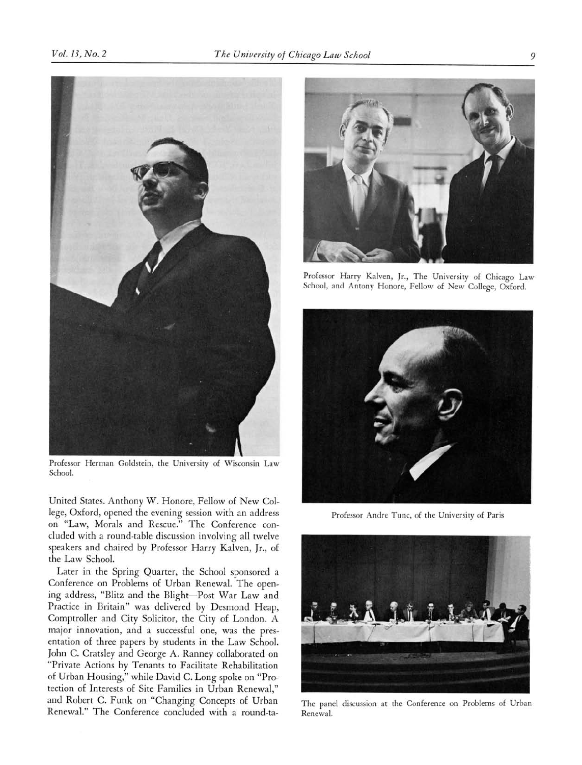Professor Herman Goldstein, the University of Wisconsin Law School.

United States. Anthony W. Honore, Fellow of New College, Oxford, opened the evening session with an address on "Law, Morals and Rescue." The Conference concluded with a round-table discussion involving all twelve speakers and chaired by Professor Harry Kalven, Jr., of the Law School.

Later in the Spring Quarter, the School sponsored a Conference on Problems of Urban Renewal. The opening address, "Blitz and the Blight—Post War Law and Practice in Britain" was delivered by Desmond Heap, Comptroller and City Solicitor, the City of London. A major innovation, and a successful one, was the presentation of three papers by students in the Law School. John C. Cratsley and George A. Ranney collaborated on "Private Actions by Tenants to Facilitate Rehabilitation of Urban Housing," while David C. Long spoke on "Protection of Interests of Site Families in Urban Renewal," and Robert C. Funk on "Changing Concepts of Urban Renewal." The Conference concluded with a round-ta-

Professor Harry Kalven, Jr., The University of Chicago Law School, and Antony Honore, Fellow of New College, Oxford.

Professor Andre Tunc, of the University of Paris

The panel discussion at the Conference on Problems of Urban Renewal.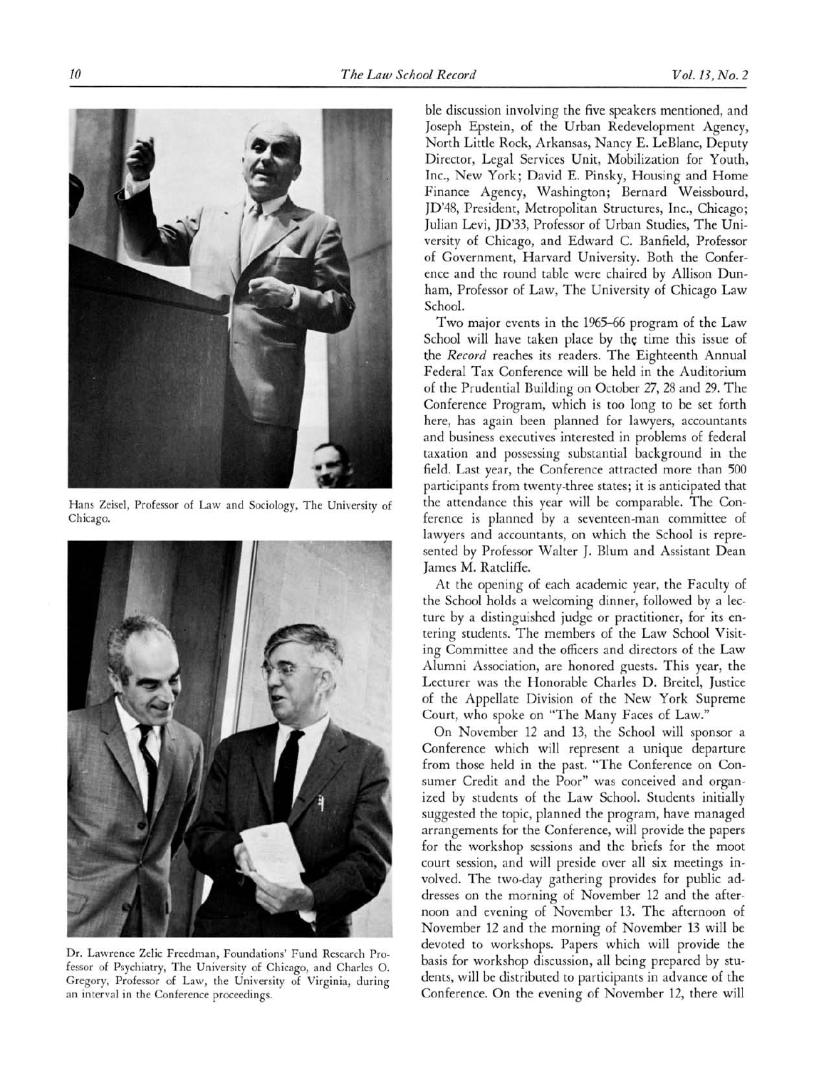Hans Zeisel, Professor of Law and Sociology, The University of Chicago.

Dr. Lawrence Zelic Freedman, Foundations' Fund Research Professor of Psychiatry, The University of Chicago, and Charles O. Gregory, Professor of Law, the University of Virginia, during an interval in the Conference proceedings.

ble discussion involving the five speakers mentioned, and Joseph Epstein, of the Urban Redevelopment Agency, North Little Rock, Arkansas, Nancy E. LeBlanc, Deputy Director, Legal Services Unit, Mobilization for Youth, Inc., New York; David E. Pinsky, Housing and Home Finance Agency, Washington; Bernard Weissbourd, JD'48, President, Metropolitan Structures, Inc., Chicago; Julian Levi, JD'33, Professor of Urban Studies, The University of Chicago, and Edward C. Banfield, Professor of Government, Harvard University. Both the Conference and the round table were chaired by Allison Dunham, Professor of Law, The University of Chicago Law School.

Two major events in the 1965–66 program of the Law School will have taken place by the time this issue of the *Record* reaches its readers. The Eighteenth Annual Federal Tax Conference will be held in the Auditorium of the Prudential Building on October 27, 28 and 29. The Conference Program, which is too long to be set forth here, has again been planned for lawyers, accountants and business executives interested in problems of federal taxation and possessing substantial background in the field. Last year, the Conference attracted more than 500 participants from twenty-three states; it is anticipated that the attendance this year will be comparable. The Conference is planned by a seventeen-man committee of lawyers and accountants, on which the School is represented by Professor Walter J. Blum and Assistant Dean James M. Ratcliffe.

At the opening of each academic year, the Faculty of the School holds a welcoming dinner, followed by a lecture by a distinguished judge or practitioner, for its entering students. The members of the Law School Visiting Committee and the officers and directors of the Law Alumni Association, are honored guests. This year, the Lecturer was the Honorable Charles D. Breitel, Justice of the Appellate Division of the New York Supreme Court, who spoke on "The Many Faces of Law."

On November 12 and 13, the School will sponsor a Conference which will represent a unique departure from those held in the past. "The Conference on Consumer Credit and the Poor" was conceived and organized by students of the Law School. Students initially suggested the topic, planned the program, have managed arrangements for the Conference, will provide the papers for the workshop sessions and the briefs for the moot court session, and will preside over all six meetings involved. The two-day gathering provides for public addresses on the morning of November 12 and the afternoon and evening of November 13. The afternoon of November 12 and the morning of November 13 will be devoted to workshops. Papers which will provide the basis for workshop discussion, all being prepared by students, will be distributed to participants in advance of the Conference. On the evening of November 12, there will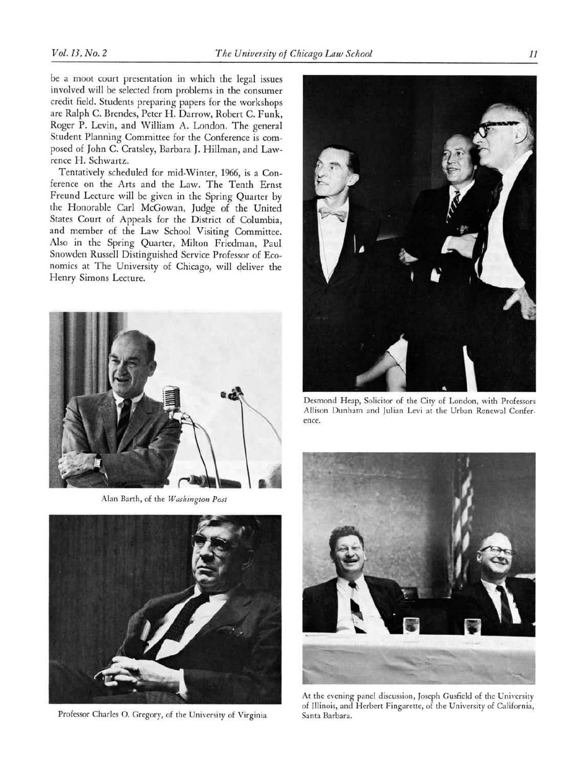be a moot court presentation in which the legal issues involved will be selected from problems in the consumer credit field. Students preparing papers for the workshops are Ralph C. Brendes, Peter H. Darrow, Robert C. Funk, Roger P. Levin, and William A. London. The general Student Planning Committee for the Conference is composed of John C. Cratsley, Barbara J. Hillman, and Lawrence H. Schwartz.

Tentatively scheduled for mid-Winter, 1966, is a Conference on the Arts and the Law. The Tenth Ernst Freund Lecture will be given in the Spring Quarter by the Honorable Carl McGowan, Judge of the United States Court of Appeals for the District of Columbia, and member of the Law School Visiting Committee. Also in the Spring Quarter, Milton Friedman, Paul Snowden Russell Distinguished Service Professor of Economics at The University of Chicago, will deliver the Henry Simons Lecture.

Alan Barth, of the *Washington Post*

Professor Charles O. Gregory, of the University of Virginia

Desmond Heap, Solicitor of the City of London, with Professors Allison Dunham and Julian Levi at the Urban Renewal Conference.

At the evening panel discussion, Joseph Gusfield of the University of Illinois, and Herbert Fingarette, of the University of California, Santa Barbara.